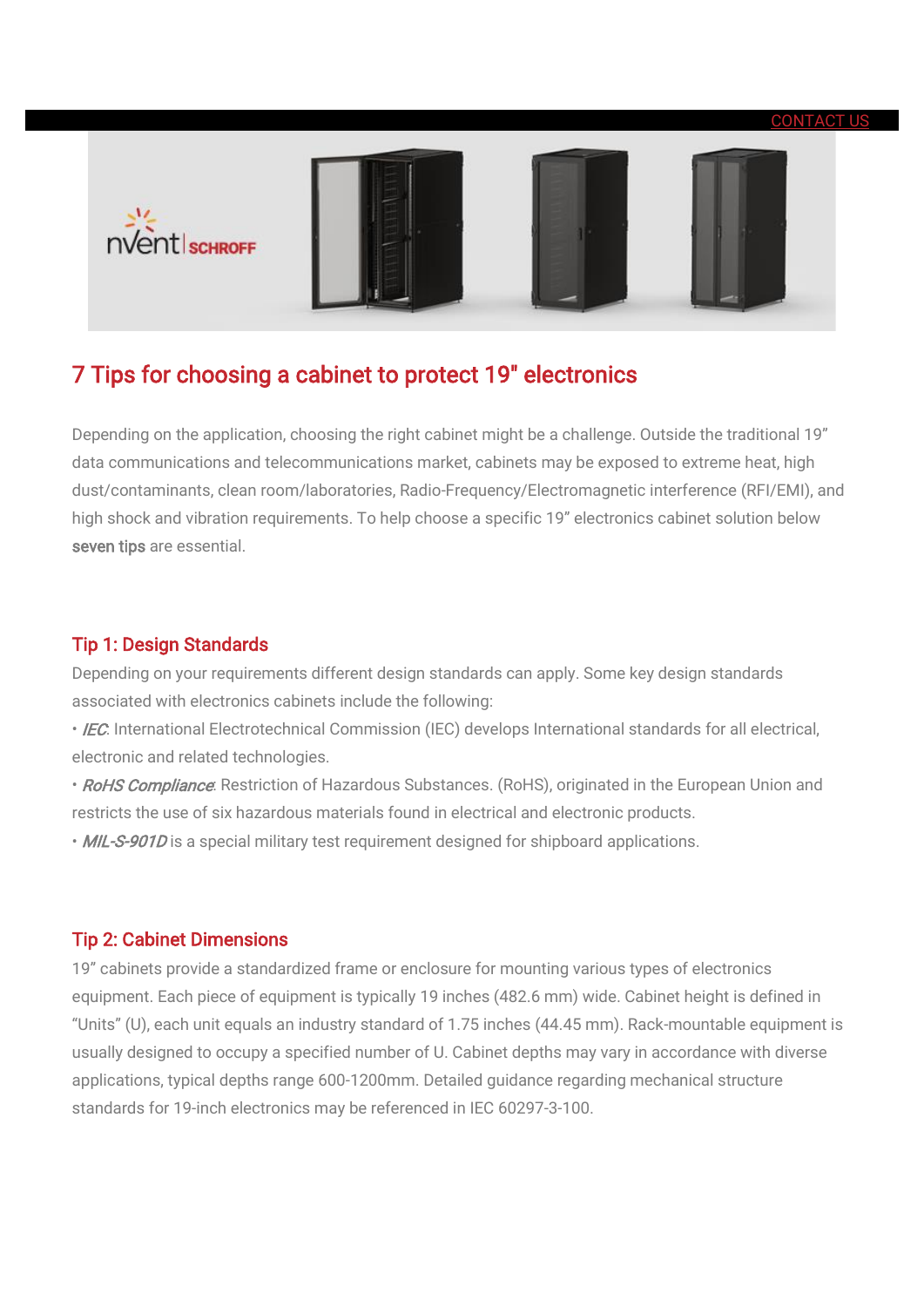CONTACT US

# 7 Tips for choosing a cabinet to protect 19" electronics

Depending on the application, choosing the right cabinet might be a challenge. Outside the traditional 19" data communications and telecommunications market, cabinets may be exposed to extreme heat, high dust/contaminants, clean room/laboratories, Radio-Frequency/Electromagnetic interference (RFI/EMI), and high shock and vibration requirements. To help choose a specific 19" electronics cabinet solution below **seven tips** are essential.

## Tip 1: Design Standards

Depending on your requirements different design standards can apply. Some key design standards associated with electronics cabinets include the following:

- *IEC*: International Electrotechnical Commission (IEC) develops International standards for all electrical, electronic and related technologies.
- *RoHS Compliance*: Restriction of Hazardous Substances. (RoHS), originated in the European Union and restricts the use of six hazardous materials found in electrical and electronic products.
- *MIL-S-901D* is a special military test requirement designed for shipboard applications.

## Tip 2: Cabinet Dimensions

19" cabinets provide a standardized frame or enclosure for mounting various types of electronics equipment. Each piece of equipment is typically 19 inches (482.6 mm) wide. Cabinet height is defined in "Units" (U), each unit equals an industry standard of 1.75 inches (44.45 mm). Rack-mountable equipment is usually designed to occupy a specified number of U. Cabinet depths may vary in accordance with diverse applications, typical depths range 600-1200mm. Detailed guidance regarding mechanical structure standards for 19-inch electronics may be referenced in IEC 60297-3-100.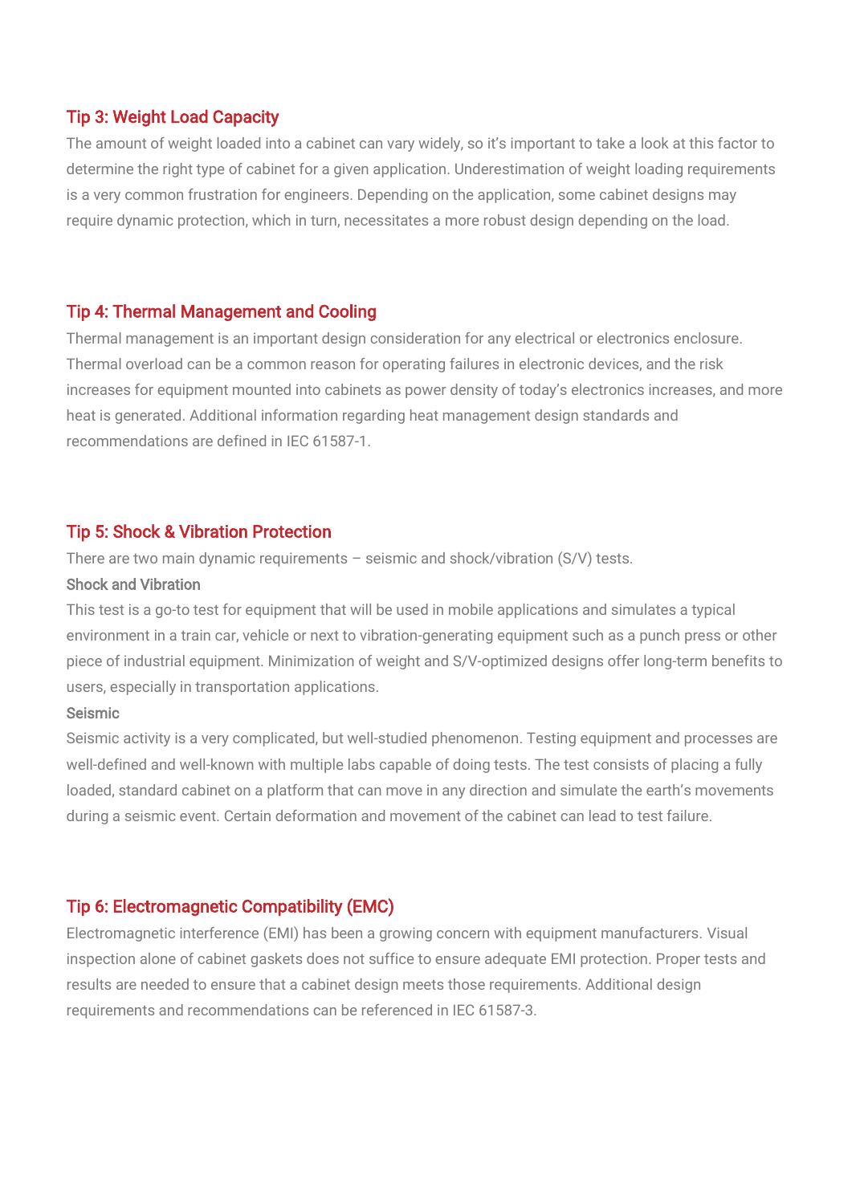## Tip 3: Weight Load Capacity

The amount of weight loaded into a cabinet can vary widely, so it's important to take a look at this factor to determine the right type of cabinet for a given application. Underestimation of weight loading requirements is a very common frustration for engineers. Depending on the application, some cabinet designs may require dynamic protection, which in turn, necessitates a more robust design depending on the load.

## Tip 4: Thermal Management and Cooling

Thermal management is an important design consideration for any electrical or electronics enclosure. Thermal overload can be a common reason for operating failures in electronic devices, and the risk increases for equipment mounted into cabinets as power density of today's electronics increases, and more heat is generated. Additional information regarding heat management design standards and recommendations are defined in IEC 61587-1.

## Tip 5: Shock & Vibration Protection

There are two main dynamic requirements – seismic and shock/vibration (S/V) tests.

### Shock and Vibration

This test is a go-to test for equipment that will be used in mobile applications and simulates a typical environment in a train car, vehicle or next to vibration-generating equipment such as a punch press or other piece of industrial equipment. Minimization of weight and S/V-optimized designs offer long-term benefits to users, especially in transportation applications.

### Seismic

Seismic activity is a very complicated, but well-studied phenomenon. Testing equipment and processes are well-defined and well-known with multiple labs capable of doing tests. The test consists of placing a fully loaded, standard cabinet on a platform that can move in any direction and simulate the earth's movements during a seismic event. Certain deformation and movement of the cabinet can lead to test failure.

## Tip 6: Electromagnetic Compatibility (EMC)

Electromagnetic interference (EMI) has been a growing concern with equipment manufacturers. Visual inspection alone of cabinet gaskets does not suffice to ensure adequate EMI protection. Proper tests and results are needed to ensure that a cabinet design meets those requirements. Additional design requirements and recommendations can be referenced in IEC 61587-3.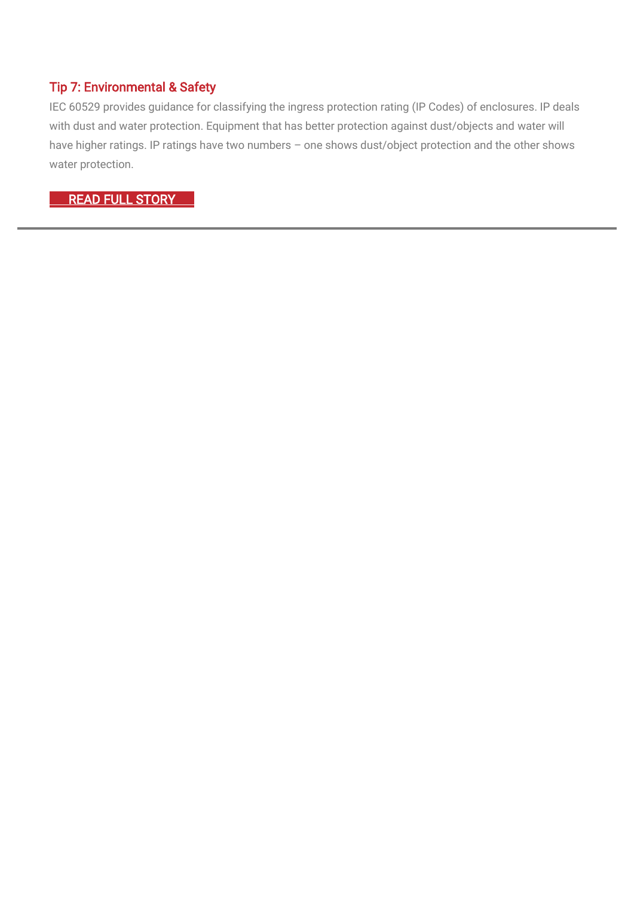### Tip 7: Environmental & Safety

IEC 60529 provides guidance for classifying the ingress protection rating (IP Codes) of enclosures. IP deals with dust and water protection. Equipment that has better protection against dust/objects and water will have higher ratings. IP ratings have two numbers – one shows dust/object protection and the other shows water protection.

READ FULL STORY

---